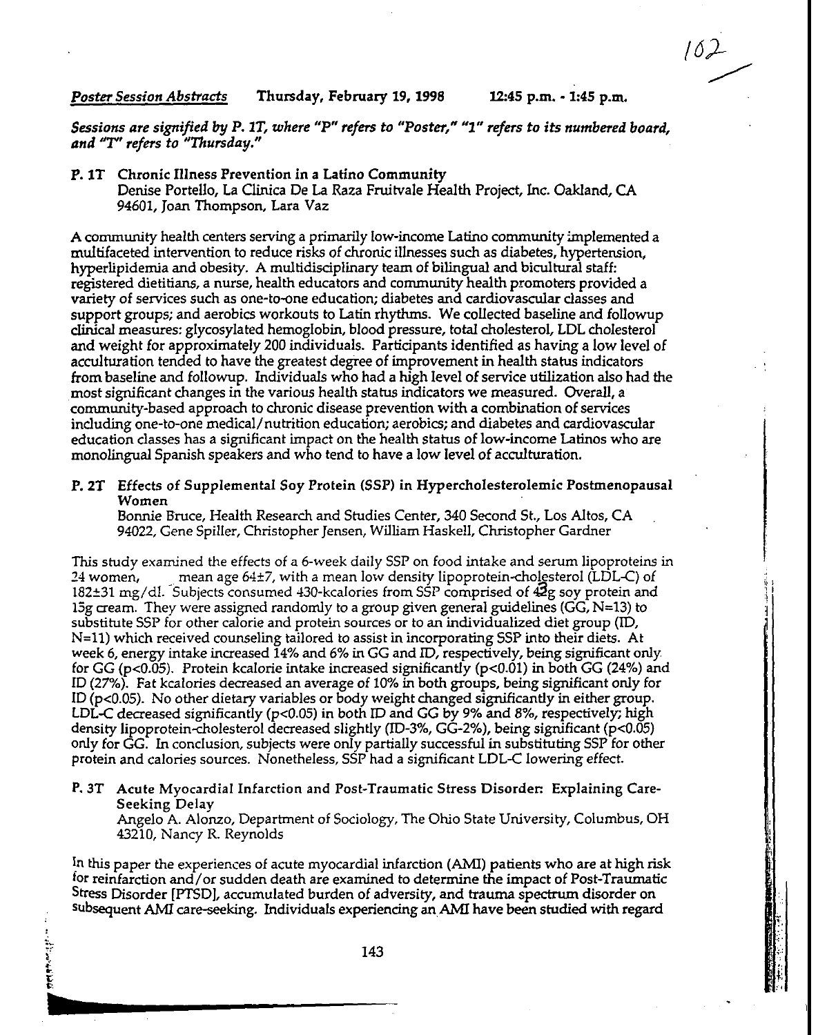*Poster Session Abstracts* **Thursday, February 19, 1998** **12:45 p.m. - 1:45 p.m.**

***Sessions are signified by P. 1T, where "P" refers to "Poster," "1" refers to its numbered board, and "T" refers to "Thursday."***

**P. 1T Chronic Illness Prevention in a Latino Community**
Denise Portello, La Clinica De La Raza Fruitvale Health Project, Inc. Oakland, CA 94601, Joan Thompson, Lara Vaz

A community health centers serving a primarily low-income Latino community implemented a multifaceted intervention to reduce risks of chronic illnesses such as diabetes, hypertension, hyperlipidemia and obesity. A multidisciplinary team of bilingual and bicultural staff: registered dietitians, a nurse, health educators and community health promoters provided a variety of services such as one-to-one education; diabetes and cardiovascular classes and support groups; and aerobics workouts to Latin rhythms. We collected baseline and followup clinical measures: glycosylated hemoglobin, blood pressure, total cholesterol, LDL cholesterol and weight for approximately 200 individuals. Participants identified as having a low level of acculturation tended to have the greatest degree of improvement in health status indicators from baseline and followup. Individuals who had a high level of service utilization also had the most significant changes in the various health status indicators we measured. Overall, a community-based approach to chronic disease prevention with a combination of services including one-to-one medical/nutrition education; aerobics; and diabetes and cardiovascular education classes has a significant impact on the health status of low-income Latinos who are monolingual Spanish speakers and who tend to have a low level of acculturation.

**P. 2T Effects of Supplemental Soy Protein (SSP) in Hypercholesterolemic Postmenopausal Women**
Bonnie Bruce, Health Research and Studies Center, 340 Second St., Los Altos, CA 94022, Gene Spiller, Christopher Jensen, William Haskell, Christopher Gardner

This study examined the effects of a 6-week daily SSP on food intake and serum lipoproteins in 24 women, mean age 64±7, with a mean low density lipoprotein-cholesterol (LDL-C) of 182±31 mg/dl. Subjects consumed 430-kcalories from SSP comprised of 42g soy protein and 15g cream. They were assigned randomly to a group given general guidelines (GG, N=13) to substitute SSP for other calorie and protein sources or to an individualized diet group (ID, N=11) which received counseling tailored to assist in incorporating SSP into their diets. At week 6, energy intake increased 14% and 6% in GG and ID, respectively, being significant only for GG ($p<0.05$). Protein kcalorie intake increased significantly ($p<0.01$) in both GG (24%) and ID (27%). Fat kcalories decreased an average of 10% in both groups, being significant only for ID ($p<0.05$). No other dietary variables or body weight changed significantly in either group. LDL-C decreased significantly ($p<0.05$) in both ID and GG by 9% and 8%, respectively; high density lipoprotein-cholesterol decreased slightly (ID-3%, GG-2%), being significant ($p<0.05$) only for GG. In conclusion, subjects were only partially successful in substituting SSP for other protein and calories sources. Nonetheless, SSP had a significant LDL-C lowering effect.

**P. 3T Acute Myocardial Infarction and Post-Traumatic Stress Disorder: Explaining Care-Seeking Delay**
Angelo A. Alonzo, Department of Sociology, The Ohio State University, Columbus, OH 43210, Nancy R. Reynolds

In this paper the experiences of acute myocardial infarction (AMI) patients who are at high risk for reinfarction and/or sudden death are examined to determine the impact of Post-Traumatic Stress Disorder [PTSD], accumulated burden of adversity, and trauma spectrum disorder on subsequent AMI care-seeking. Individuals experiencing an AMI have been studied with regard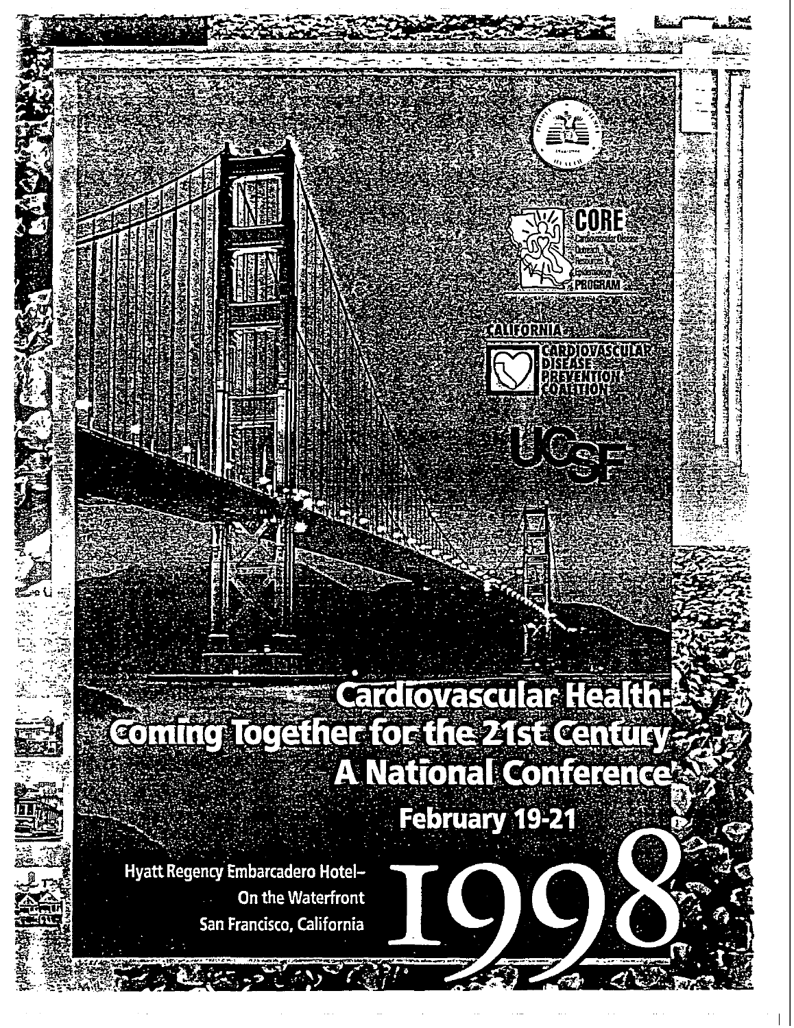CORE
Cardiovascular Disease Outreach, Resources & Epidemiology
PROGRAM

CALIFORNIA
CARDIOVASCULAR DISEASE PREVENTION COALITION

UCSF

# Cardiovascular Health: Coming Together for the 21st Century

## A National Conference

February 19-21

Hyatt Regency Embarcadero Hotel–
On the Waterfront
San Francisco, California

1998